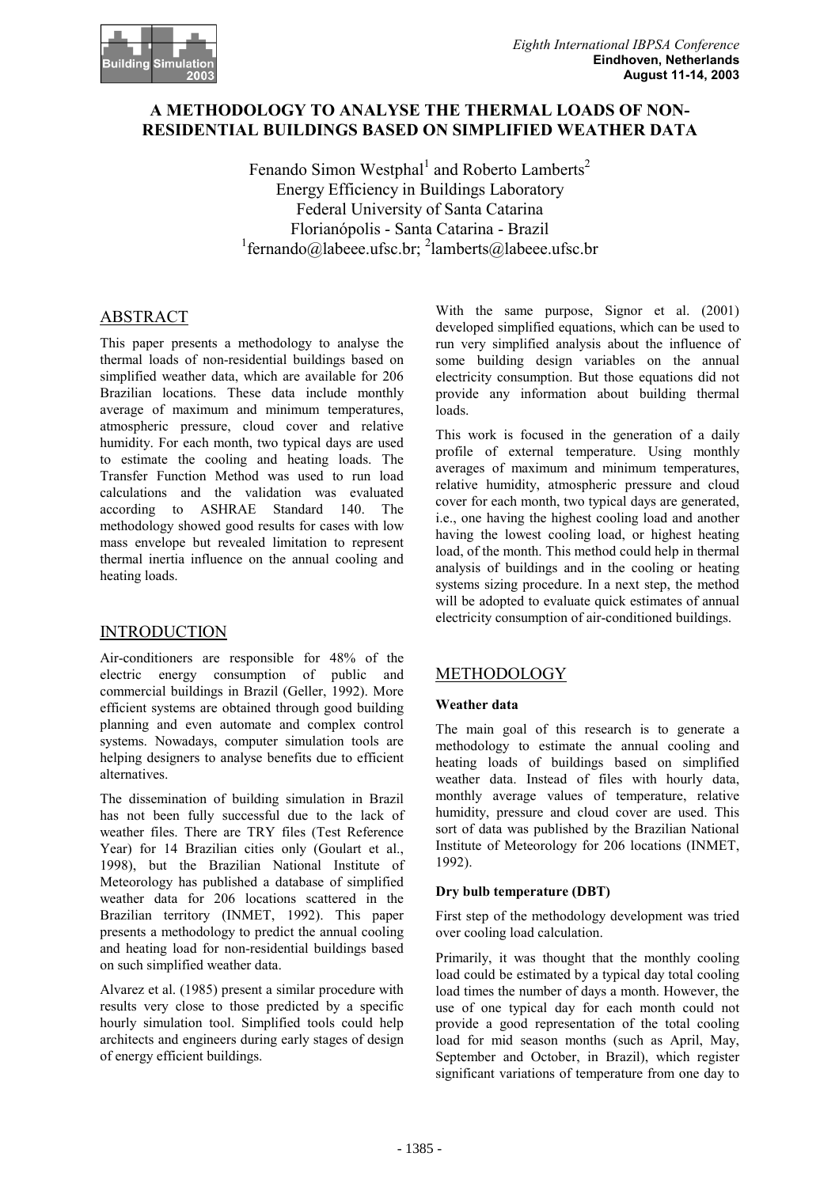# A METHODOLOGY TO ANALYSE THE THERMAL LOADS OF NON-RESIDENTIAL BUILDINGS BASED ON SIMPLIFIED WEATHER DATA

Fenando Simon Westphal[1] and Roberto Lamberts[2]
Energy Efficiency in Buildings Laboratory
Federal University of Santa Catarina
Florianópolis - Santa Catarina - Brazil
[1]fernando@labeee.ufsc.br; [2]lamberts@labeee.ufsc.br

## ABSTRACT

This paper presents a methodology to analyse the thermal loads of non-residential buildings based on simplified weather data, which are available for 206 Brazilian locations. These data include monthly average of maximum and minimum temperatures, atmospheric pressure, cloud cover and relative humidity. For each month, two typical days are used to estimate the cooling and heating loads. The Transfer Function Method was used to run load calculations and the validation was evaluated according to ASHRAE Standard 140. The methodology showed good results for cases with low mass envelope but revealed limitation to represent thermal inertia influence on the annual cooling and heating loads.

## INTRODUCTION

Air-conditioners are responsible for 48% of the electric energy consumption of public and commercial buildings in Brazil (Geller, 1992). More efficient systems are obtained through good building planning and even automate and complex control systems. Nowadays, computer simulation tools are helping designers to analyse benefits due to efficient alternatives.

The dissemination of building simulation in Brazil has not been fully successful due to the lack of weather files. There are TRY files (Test Reference Year) for 14 Brazilian cities only (Goulart et al., 1998), but the Brazilian National Institute of Meteorology has published a database of simplified weather data for 206 locations scattered in the Brazilian territory (INMET, 1992). This paper presents a methodology to predict the annual cooling and heating load for non-residential buildings based on such simplified weather data.

Alvarez et al. (1985) present a similar procedure with results very close to those predicted by a specific hourly simulation tool. Simplified tools could help architects and engineers during early stages of design of energy efficient buildings.

With the same purpose, Signor et al. (2001) developed simplified equations, which can be used to run very simplified analysis about the influence of some building design variables on the annual electricity consumption. But those equations did not provide any information about building thermal loads.

This work is focused in the generation of a daily profile of external temperature. Using monthly averages of maximum and minimum temperatures, relative humidity, atmospheric pressure and cloud cover for each month, two typical days are generated, i.e., one having the highest cooling load and another having the lowest cooling load, or highest heating load, of the month. This method could help in thermal analysis of buildings and in the cooling or heating systems sizing procedure. In a next step, the method will be adopted to evaluate quick estimates of annual electricity consumption of air-conditioned buildings.

## METHODOLOGY

### Weather data

The main goal of this research is to generate a methodology to estimate the annual cooling and heating loads of buildings based on simplified weather data. Instead of files with hourly data, monthly average values of temperature, relative humidity, pressure and cloud cover are used. This sort of data was published by the Brazilian National Institute of Meteorology for 206 locations (INMET, 1992).

### Dry bulb temperature (DBT)

First step of the methodology development was tried over cooling load calculation.

Primarily, it was thought that the monthly cooling load could be estimated by a typical day total cooling load times the number of days a month. However, the use of one typical day for each month could not provide a good representation of the total cooling load for mid season months (such as April, May, September and October, in Brazil), which register significant variations of temperature from one day to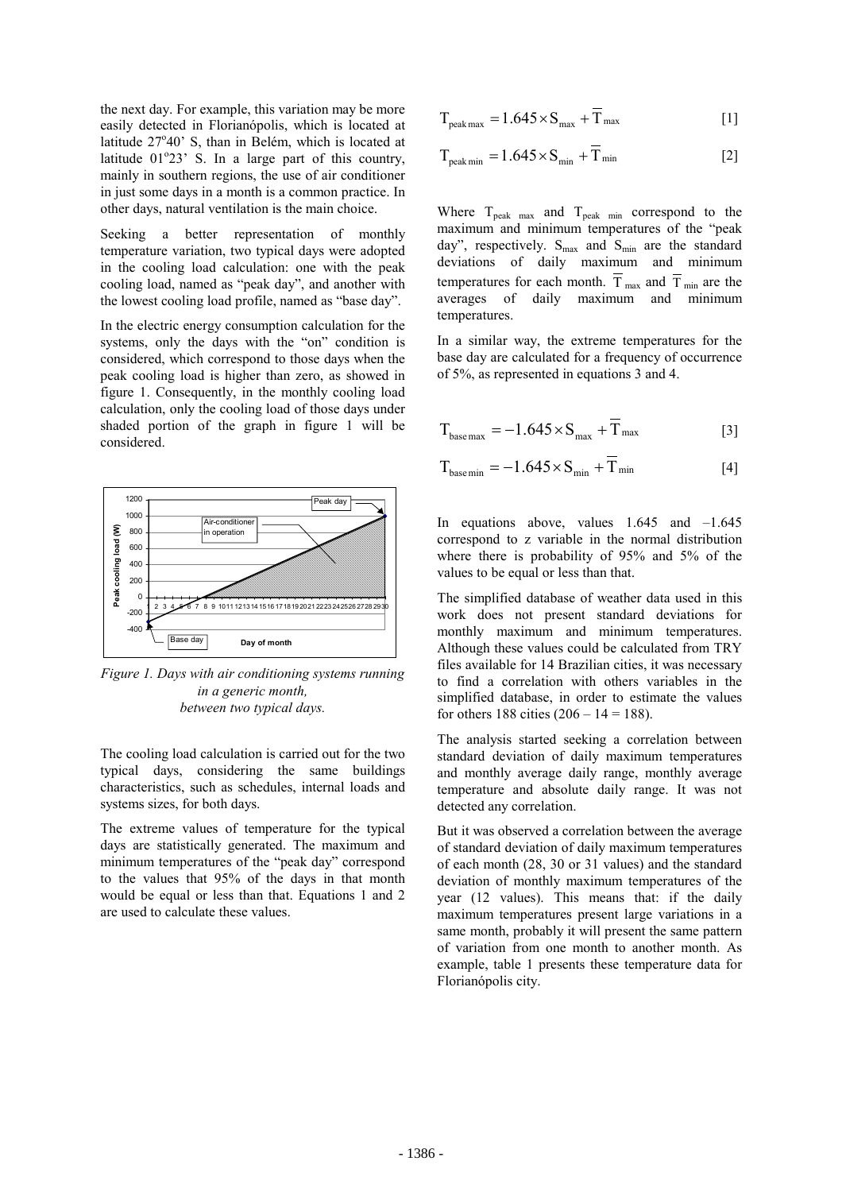the next day. For example, this variation may be more easily detected in Florianópolis, which is located at latitude 27°40' S, than in Belém, which is located at latitude 01°23' S. In a large part of this country, mainly in southern regions, the use of air conditioner in just some days in a month is a common practice. In other days, natural ventilation is the main choice.

Seeking a better representation of monthly temperature variation, two typical days were adopted in the cooling load calculation: one with the peak cooling load, named as "peak day", and another with the lowest cooling load profile, named as "base day".

In the electric energy consumption calculation for the systems, only the days with the "on" condition is considered, which correspond to those days when the peak cooling load is higher than zero, as showed in figure 1. Consequently, in the monthly cooling load calculation, only the cooling load of those days under shaded portion of the graph in figure 1 will be considered.

*Figure 1. Days with air conditioning systems running in a generic month, between two typical days.*

The cooling load calculation is carried out for the two typical days, considering the same buildings characteristics, such as schedules, internal loads and systems sizes, for both days.

The extreme values of temperature for the typical days are statistically generated. The maximum and minimum temperatures of the "peak day" correspond to the values that 95% of the days in that month would be equal or less than that. Equations 1 and 2 are used to calculate these values.

$$T_{peak\,max} = 1.645 \times S_{max} + \overline{T}_{max} \quad [1]$$

$$T_{peak\,min} = 1.645 \times S_{min} + \overline{T}_{min} \quad [2]$$

Where $T_{peak\ max}$ and $T_{peak\ min}$ correspond to the maximum and minimum temperatures of the "peak day", respectively. $S_{max}$ and $S_{min}$ are the standard deviations of daily maximum and minimum temperatures for each month. $\overline{T}_{max}$ and $\overline{T}_{min}$ are the averages of daily maximum and minimum temperatures.

In a similar way, the extreme temperatures for the base day are calculated for a frequency of occurrence of 5%, as represented in equations 3 and 4.

$$T_{base\,max} = -1.645 \times S_{max} + \overline{T}_{max} \quad [3]$$

$$T_{base\,min} = -1.645 \times S_{min} + \overline{T}_{min} \quad [4]$$

In equations above, values 1.645 and –1.645 correspond to z variable in the normal distribution where there is probability of 95% and 5% of the values to be equal or less than that.

The simplified database of weather data used in this work does not present standard deviations for monthly maximum and minimum temperatures. Although these values could be calculated from TRY files available for 14 Brazilian cities, it was necessary to find a correlation with others variables in the simplified database, in order to estimate the values for others 188 cities (206 – 14 = 188).

The analysis started seeking a correlation between standard deviation of daily maximum temperatures and monthly average daily range, monthly average temperature and absolute daily range. It was not detected any correlation.

But it was observed a correlation between the average of standard deviation of daily maximum temperatures of each month (28, 30 or 31 values) and the standard deviation of monthly maximum temperatures of the year (12 values). This means that: if the daily maximum temperatures present large variations in a same month, probably it will present the same pattern of variation from one month to another month. As example, table 1 presents these temperature data for Florianópolis city.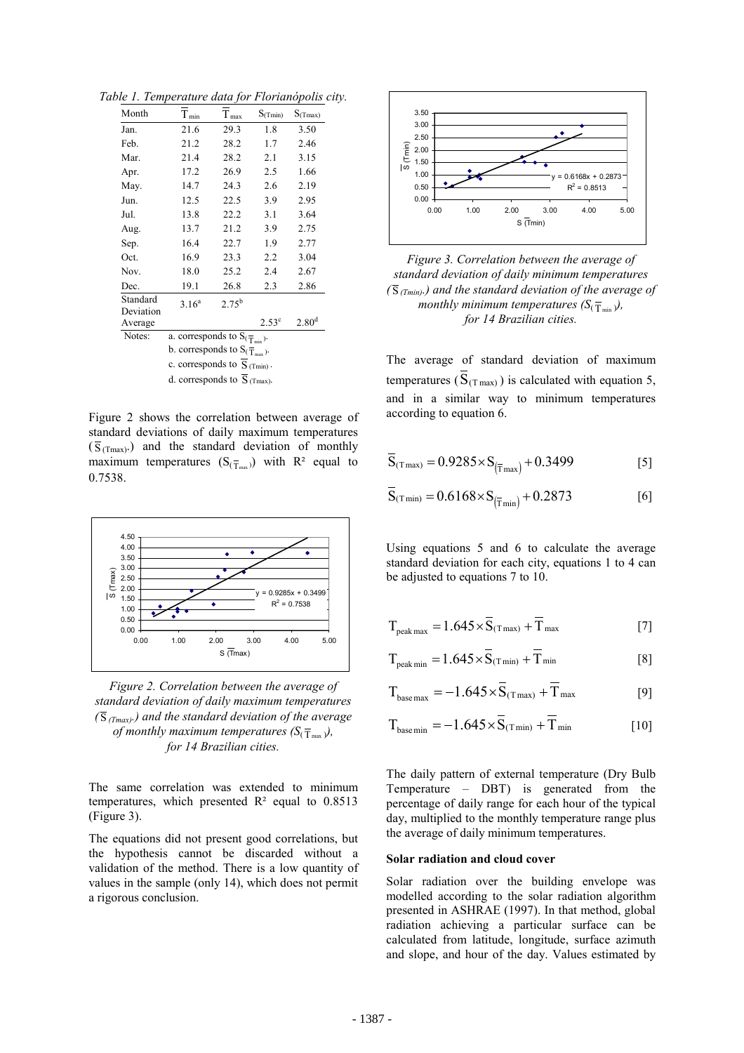*Table 1. Temperature data for Florianópolis city.*

| Month | $\overline{T}_{min}$ | $\overline{T}_{max}$ | $S_{(Tmin)}$ | $S_{(Tmax)}$ |
|---|---|---|---|---|
| Jan. | 21.6 | 29.3 | 1.8 | 3.50 |
| Feb. | 21.2 | 28.2 | 1.7 | 2.46 |
| Mar. | 21.4 | 28.2 | 2.1 | 3.15 |
| Apr. | 17.2 | 26.9 | 2.5 | 1.66 |
| May. | 14.7 | 24.3 | 2.6 | 2.19 |
| Jun. | 12.5 | 22.5 | 3.9 | 2.95 |
| Jul. | 13.8 | 22.2 | 3.1 | 3.64 |
| Aug. | 13.7 | 21.2 | 3.9 | 2.75 |
| Sep. | 16.4 | 22.7 | 1.9 | 2.77 |
| Oct. | 16.9 | 23.3 | 2.2 | 3.04 |
| Nov. | 18.0 | 25.2 | 2.4 | 2.67 |
| Dec. | 19.1 | 26.8 | 2.3 | 2.86 |
| Standard Deviation | 3.16[a] | 2.75[b] | | |
| Average | | | 2.53[c] | 2.80[d] |

Notes:
a. corresponds to $S_{(\overline{T}_{min})}$.
b. corresponds to $S_{(\overline{T}_{max})}$.
c. corresponds to $\overline{S}_{(Tmin)}$.
d. corresponds to $\overline{S}_{(Tmax)}$.

Figure 2 shows the correlation between average of standard deviations of daily maximum temperatures ($\overline{S}_{(Tmax)}$.) and the standard deviation of monthly maximum temperatures ($S_{(\overline{T}_{max})}$) with $R^2$ equal to 0.7538.

*Figure 2. Correlation between the average of standard deviation of daily maximum temperatures ($\overline{S}_{(Tmax)}$.) and the standard deviation of the average of monthly maximum temperatures ($S_{(\overline{T}_{max})}$), for 14 Brazilian cities.*

The same correlation was extended to minimum temperatures, which presented $R^2$ equal to 0.8513 (Figure 3).

The equations did not present good correlations, but the hypothesis cannot be discarded without a validation of the method. There is a low quantity of values in the sample (only 14), which does not permit a rigorous conclusion.

*Figure 3. Correlation between the average of standard deviation of daily minimum temperatures ($\overline{S}_{(Tmin)}$.) and the standard deviation of the average of monthly minimum temperatures ($S_{(\overline{T}_{min})}$), for 14 Brazilian cities.*

The average of standard deviation of maximum temperatures ($\overline{S}_{(T\max)}$) is calculated with equation 5, and in a similar way to minimum temperatures according to equation 6.

$$\overline{S}_{(T\max)} = 0.9285 \times S_{(\overline{T}\max)} + 0.3499 \qquad [5]$$

$$\overline{S}_{(T\min)} = 0.6168 \times S_{(\overline{T}\min)} + 0.2873 \qquad [6]$$

Using equations 5 and 6 to calculate the average standard deviation for each city, equations 1 to 4 can be adjusted to equations 7 to 10.

$$T_{peak\max} = 1.645 \times \overline{S}_{(T\max)} + \overline{T}_{\max} \qquad [7]$$

$$T_{peak\min} = 1.645 \times \overline{S}_{(T\min)} + \overline{T}_{\min} \qquad [8]$$

$$T_{base\max} = -1.645 \times \overline{S}_{(T\max)} + \overline{T}_{\max} \qquad [9]$$

$$T_{base\min} = -1.645 \times \overline{S}_{(T\min)} + \overline{T}_{\min} \qquad [10]$$

The daily pattern of external temperature (Dry Bulb Temperature – DBT) is generated from the percentage of daily range for each hour of the typical day, multiplied to the monthly temperature range plus the average of daily minimum temperatures.

**Solar radiation and cloud cover**

Solar radiation over the building envelope was modelled according to the solar radiation algorithm presented in ASHRAE (1997). In that method, global radiation achieving a particular surface can be calculated from latitude, longitude, surface azimuth and slope, and hour of the day. Values estimated by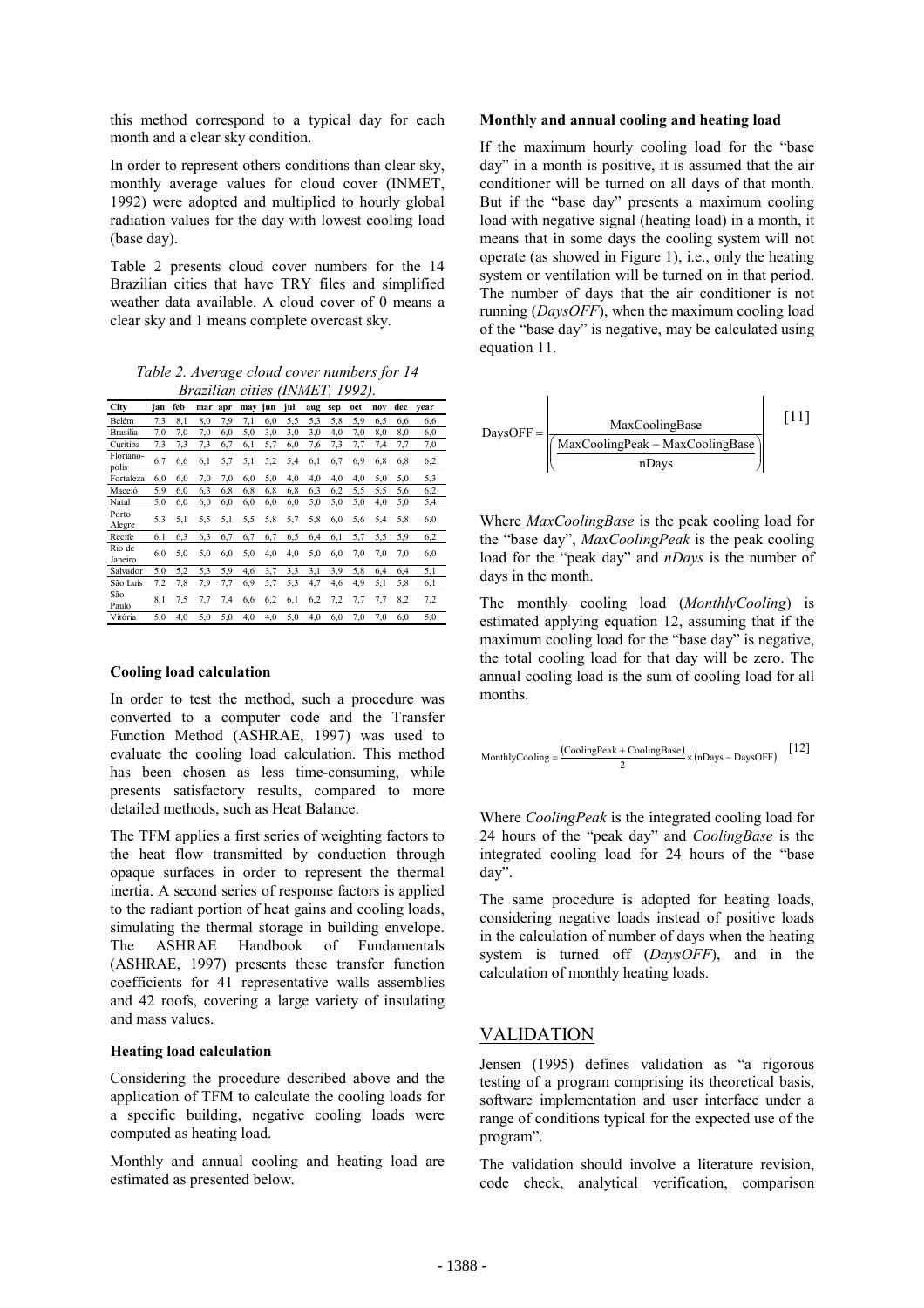this method correspond to a typical day for each month and a clear sky condition.

In order to represent others conditions than clear sky, monthly average values for cloud cover (INMET, 1992) were adopted and multiplied to hourly global radiation values for the day with lowest cooling load (base day).

Table 2 presents cloud cover numbers for the 14 Brazilian cities that have TRY files and simplified weather data available. A cloud cover of 0 means a clear sky and 1 means complete overcast sky.

*Table 2. Average cloud cover numbers for 14 Brazilian cities (INMET, 1992).*

| City | jan | feb | mar | apr | may | jun | jul | aug | sep | oct | nov | dec | year |
|---|---|---|---|---|---|---|---|---|---|---|---|---|---|
| Belém | 7,3 | 8,1 | 8,0 | 7,9 | 7,1 | 6,0 | 5,5 | 5,3 | 5,8 | 5,9 | 6,5 | 6,6 | 6,6 |
| Brasília | 7,0 | 7,0 | 7,0 | 6,0 | 5,0 | 3,0 | 3,0 | 3,0 | 4,0 | 7,0 | 8,0 | 8,0 | 6,0 |
| Curitiba | 7,3 | 7,3 | 7,3 | 6,7 | 6,1 | 5,7 | 6,0 | 7,6 | 7,3 | 7,7 | 7,4 | 7,7 | 7,0 |
| Florianopolis | 6,7 | 6,6 | 6,1 | 5,7 | 5,1 | 5,2 | 5,4 | 6,1 | 6,7 | 6,9 | 6,8 | 6,8 | 6,2 |
| Fortaleza | 6,0 | 6,0 | 7,0 | 7,0 | 6,0 | 5,0 | 4,0 | 4,0 | 4,0 | 4,0 | 5,0 | 5,0 | 5,3 |
| Maceió | 5,9 | 6,0 | 6,3 | 6,8 | 6,8 | 6,8 | 6,8 | 6,3 | 6,2 | 5,5 | 5,5 | 5,6 | 6,2 |
| Natal | 5,0 | 6,0 | 6,0 | 6,0 | 6,0 | 6,0 | 6,0 | 5,0 | 5,0 | 5,0 | 4,0 | 5,0 | 5,4 |
| Porto Alegre | 5,3 | 5,1 | 5,5 | 5,1 | 5,5 | 5,8 | 5,7 | 5,8 | 6,0 | 5,6 | 5,4 | 5,8 | 6,0 |
| Recife | 6,1 | 6,3 | 6,3 | 6,7 | 6,7 | 6,7 | 6,5 | 6,4 | 6,1 | 5,7 | 5,5 | 5,9 | 6,2 |
| Rio de Janeiro | 6,0 | 5,0 | 5,0 | 6,0 | 5,0 | 4,0 | 4,0 | 5,0 | 6,0 | 7,0 | 7,0 | 7,0 | 6,0 |
| Salvador | 5,0 | 5,2 | 5,3 | 5,9 | 4,6 | 3,7 | 3,3 | 3,1 | 3,9 | 5,8 | 6,4 | 6,4 | 5,1 |
| São Luís | 7,2 | 7,8 | 7,9 | 7,7 | 6,9 | 5,7 | 5,3 | 4,7 | 4,6 | 4,9 | 5,1 | 5,8 | 6,1 |
| São Paulo | 8,1 | 7,5 | 7,7 | 7,4 | 6,6 | 6,2 | 6,1 | 6,2 | 7,2 | 7,7 | 7,7 | 8,2 | 7,2 |
| Vitória | 5,0 | 4,0 | 5,0 | 5,0 | 4,0 | 4,0 | 5,0 | 4,0 | 6,0 | 7,0 | 7,0 | 6,0 | 5,0 |

### Cooling load calculation

In order to test the method, such a procedure was converted to a computer code and the Transfer Function Method (ASHRAE, 1997) was used to evaluate the cooling load calculation. This method has been chosen as less time-consuming, while presents satisfactory results, compared to more detailed methods, such as Heat Balance.

The TFM applies a first series of weighting factors to the heat flow transmitted by conduction through opaque surfaces in order to represent the thermal inertia. A second series of response factors is applied to the radiant portion of heat gains and cooling loads, simulating the thermal storage in building envelope. The ASHRAE Handbook of Fundamentals (ASHRAE, 1997) presents these transfer function coefficients for 41 representative walls assemblies and 42 roofs, covering a large variety of insulating and mass values.

### Heating load calculation

Considering the procedure described above and the application of TFM to calculate the cooling loads for a specific building, negative cooling loads were computed as heating load.

Monthly and annual cooling and heating load are estimated as presented below.

### Monthly and annual cooling and heating load

If the maximum hourly cooling load for the "base day" in a month is positive, it is assumed that the air conditioner will be turned on all days of that month. But if the "base day" presents a maximum cooling load with negative signal (heating load) in a month, it means that in some days the cooling system will not operate (as showed in Figure 1), i.e., only the heating system or ventilation will be turned on in that period. The number of days that the air conditioner is not running (*DaysOFF*), when the maximum cooling load of the "base day" is negative, may be calculated using equation 11.

$$\text{DaysOFF} = \left| \frac{\text{MaxCoolingBase}}{\left( \dfrac{\text{MaxCoolingPeak} - \text{MaxCoolingBase}}{\text{nDays}} \right)} \right| \quad [11]$$

Where *MaxCoolingBase* is the peak cooling load for the "base day", *MaxCoolingPeak* is the peak cooling load for the "peak day" and *nDays* is the number of days in the month.

The monthly cooling load (*MonthlyCooling*) is estimated applying equation 12, assuming that if the maximum cooling load for the "base day" is negative, the total cooling load for that day will be zero. The annual cooling load is the sum of cooling load for all months.

$$\text{MonthlyCooling} = \frac{(\text{CoolingPeak} + \text{CoolingBase})}{2} \times (\text{nDays} - \text{DaysOFF}) \quad [12]$$

Where *CoolingPeak* is the integrated cooling load for 24 hours of the "peak day" and *CoolingBase* is the integrated cooling load for 24 hours of the "base day".

The same procedure is adopted for heating loads, considering negative loads instead of positive loads in the calculation of number of days when the heating system is turned off (*DaysOFF*), and in the calculation of monthly heating loads.

## VALIDATION

Jensen (1995) defines validation as "a rigorous testing of a program comprising its theoretical basis, software implementation and user interface under a range of conditions typical for the expected use of the program".

The validation should involve a literature revision, code check, analytical verification, comparison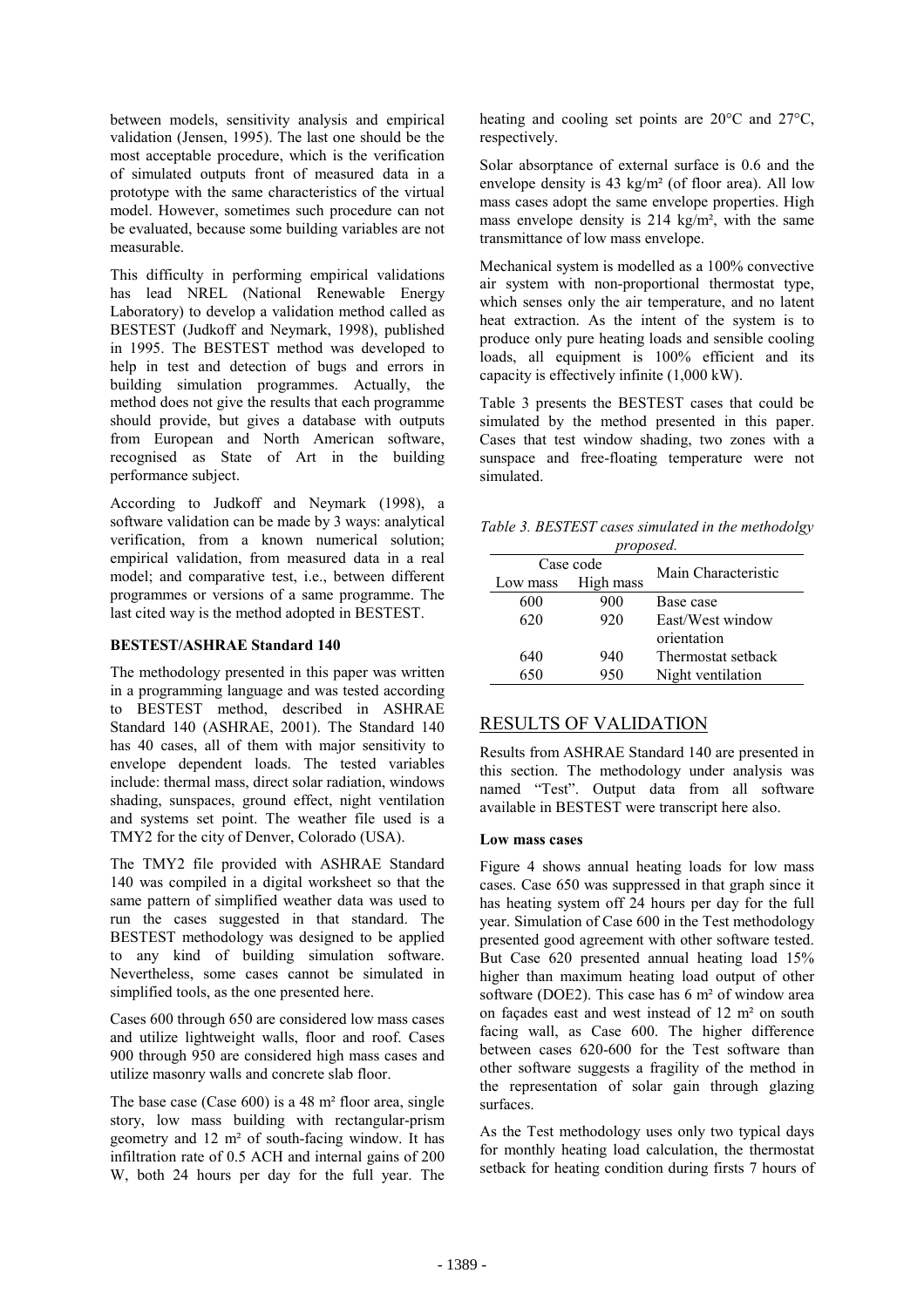between models, sensitivity analysis and empirical validation (Jensen, 1995). The last one should be the most acceptable procedure, which is the verification of simulated outputs front of measured data in a prototype with the same characteristics of the virtual model. However, sometimes such procedure can not be evaluated, because some building variables are not measurable.

This difficulty in performing empirical validations has lead NREL (National Renewable Energy Laboratory) to develop a validation method called as BESTEST (Judkoff and Neymark, 1998), published in 1995. The BESTEST method was developed to help in test and detection of bugs and errors in building simulation programmes. Actually, the method does not give the results that each programme should provide, but gives a database with outputs from European and North American software, recognised as State of Art in the building performance subject.

According to Judkoff and Neymark (1998), a software validation can be made by 3 ways: analytical verification, from a known numerical solution; empirical validation, from measured data in a real model; and comparative test, i.e., between different programmes or versions of a same programme. The last cited way is the method adopted in BESTEST.

### BESTEST/ASHRAE Standard 140

The methodology presented in this paper was written in a programming language and was tested according to BESTEST method, described in ASHRAE Standard 140 (ASHRAE, 2001). The Standard 140 has 40 cases, all of them with major sensitivity to envelope dependent loads. The tested variables include: thermal mass, direct solar radiation, windows shading, sunspaces, ground effect, night ventilation and systems set point. The weather file used is a TMY2 for the city of Denver, Colorado (USA).

The TMY2 file provided with ASHRAE Standard 140 was compiled in a digital worksheet so that the same pattern of simplified weather data was used to run the cases suggested in that standard. The BESTEST methodology was designed to be applied to any kind of building simulation software. Nevertheless, some cases cannot be simulated in simplified tools, as the one presented here.

Cases 600 through 650 are considered low mass cases and utilize lightweight walls, floor and roof. Cases 900 through 950 are considered high mass cases and utilize masonry walls and concrete slab floor.

The base case (Case 600) is a 48 m² floor area, single story, low mass building with rectangular-prism geometry and 12 m² of south-facing window. It has infiltration rate of 0.5 ACH and internal gains of 200 W, both 24 hours per day for the full year. The heating and cooling set points are 20°C and 27°C, respectively.

Solar absorptance of external surface is 0.6 and the envelope density is 43 kg/m² (of floor area). All low mass cases adopt the same envelope properties. High mass envelope density is 214 kg/m², with the same transmittance of low mass envelope.

Mechanical system is modelled as a 100% convective air system with non-proportional thermostat type, which senses only the air temperature, and no latent heat extraction. As the intent of the system is to produce only pure heating loads and sensible cooling loads, all equipment is 100% efficient and its capacity is effectively infinite (1,000 kW).

Table 3 presents the BESTEST cases that could be simulated by the method presented in this paper. Cases that test window shading, two zones with a sunspace and free-floating temperature were not simulated.

*Table 3. BESTEST cases simulated in the methodolgy proposed.*

| Case code | | Main Characteristic |
|---|---|---|
| Low mass | High mass | |
| 600 | 900 | Base case |
| 620 | 920 | East/West window orientation |
| 640 | 940 | Thermostat setback |
| 650 | 950 | Night ventilation |

## RESULTS OF VALIDATION

Results from ASHRAE Standard 140 are presented in this section. The methodology under analysis was named "Test". Output data from all software available in BESTEST were transcript here also.

### Low mass cases

Figure 4 shows annual heating loads for low mass cases. Case 650 was suppressed in that graph since it has heating system off 24 hours per day for the full year. Simulation of Case 600 in the Test methodology presented good agreement with other software tested. But Case 620 presented annual heating load 15% higher than maximum heating load output of other software (DOE2). This case has 6 m² of window area on façades east and west instead of 12 m² on south facing wall, as Case 600. The higher difference between cases 620-600 for the Test software than other software suggests a fragility of the method in the representation of solar gain through glazing surfaces.

As the Test methodology uses only two typical days for monthly heating load calculation, the thermostat setback for heating condition during firsts 7 hours of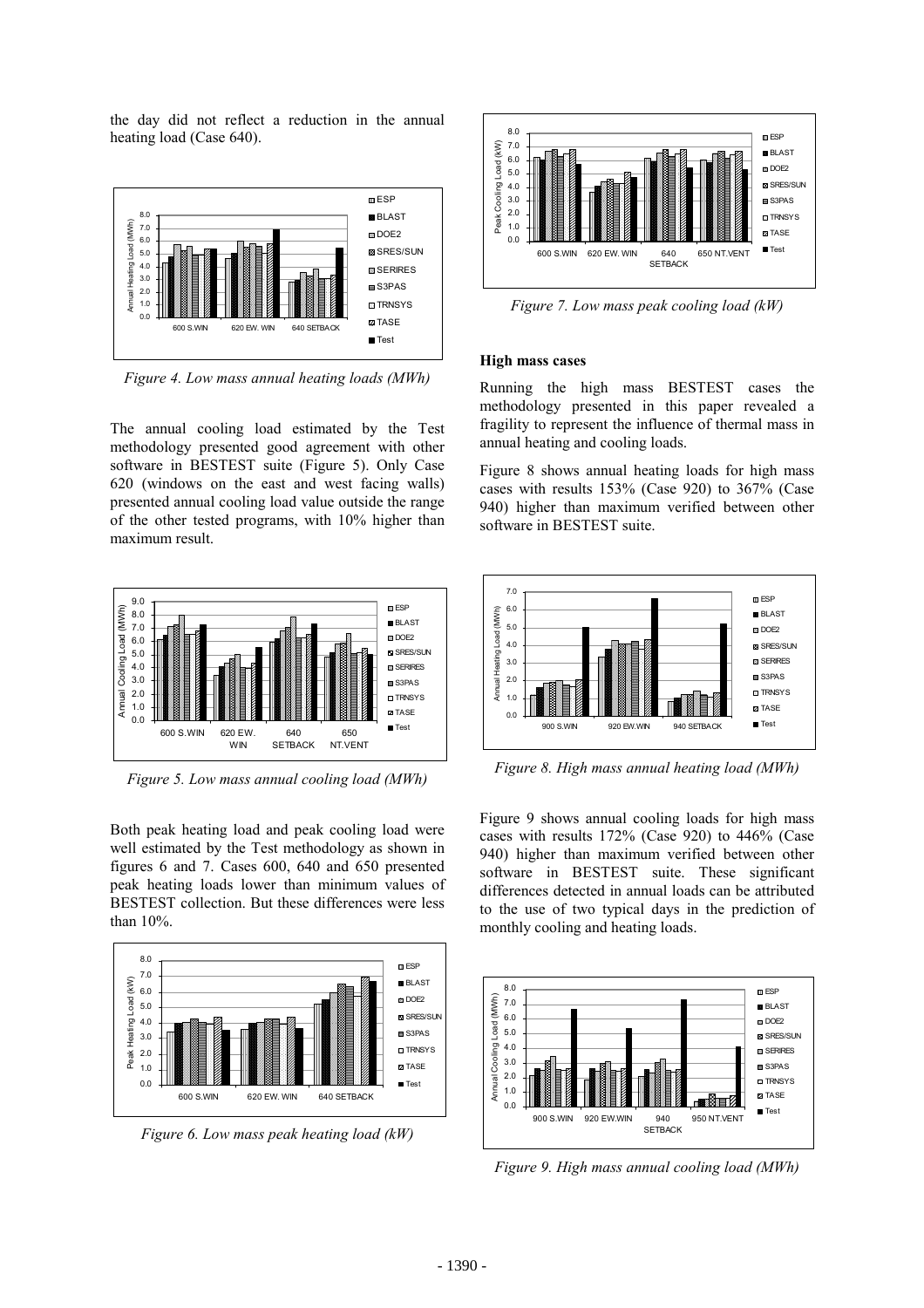the day did not reflect a reduction in the annual heating load (Case 640).

*Figure 4. Low mass annual heating loads (MWh)*

The annual cooling load estimated by the Test methodology presented good agreement with other software in BESTEST suite (Figure 5). Only Case 620 (windows on the east and west facing walls) presented annual cooling load value outside the range of the other tested programs, with 10% higher than maximum result.

*Figure 5. Low mass annual cooling load (MWh)*

Both peak heating load and peak cooling load were well estimated by the Test methodology as shown in figures 6 and 7. Cases 600, 640 and 650 presented peak heating loads lower than minimum values of BESTEST collection. But these differences were less than 10%.

*Figure 6. Low mass peak heating load (kW)*

*Figure 7. Low mass peak cooling load (kW)*

### High mass cases

Running the high mass BESTEST cases the methodology presented in this paper revealed a fragility to represent the influence of thermal mass in annual heating and cooling loads.

Figure 8 shows annual heating loads for high mass cases with results 153% (Case 920) to 367% (Case 940) higher than maximum verified between other software in BESTEST suite.

*Figure 8. High mass annual heating load (MWh)*

Figure 9 shows annual cooling loads for high mass cases with results 172% (Case 920) to 446% (Case 940) higher than maximum verified between other software in BESTEST suite. These significant differences detected in annual loads can be attributed to the use of two typical days in the prediction of monthly cooling and heating loads.

*Figure 9. High mass annual cooling load (MWh)*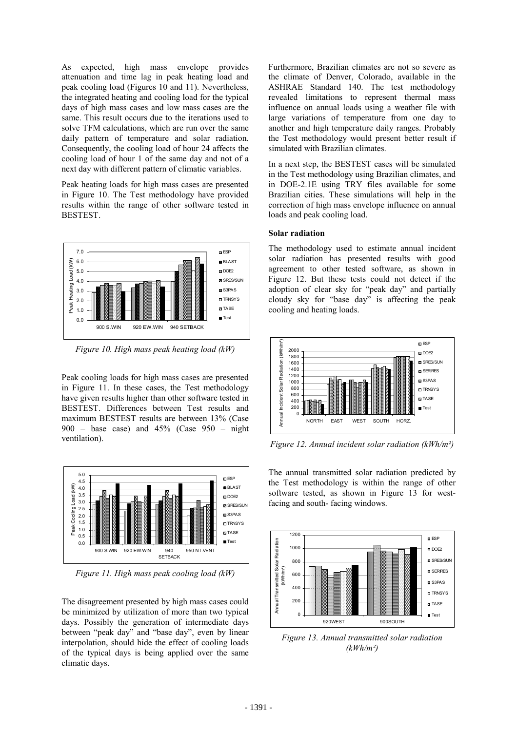As expected, high mass envelope provides attenuation and time lag in peak heating load and peak cooling load (Figures 10 and 11). Nevertheless, the integrated heating and cooling load for the typical days of high mass cases and low mass cases are the same. This result occurs due to the iterations used to solve TFM calculations, which are run over the same daily pattern of temperature and solar radiation. Consequently, the cooling load of hour 24 affects the cooling load of hour 1 of the same day and not of a next day with different pattern of climatic variables.

Peak heating loads for high mass cases are presented in Figure 10. The Test methodology have provided results within the range of other software tested in BESTEST.

*Figure 10. High mass peak heating load (kW)*

Peak cooling loads for high mass cases are presented in Figure 11. In these cases, the Test methodology have given results higher than other software tested in BESTEST. Differences between Test results and maximum BESTEST results are between 13% (Case 900 – base case) and 45% (Case 950 – night ventilation).

*Figure 11. High mass peak cooling load (kW)*

The disagreement presented by high mass cases could be minimized by utilization of more than two typical days. Possibly the generation of intermediate days between "peak day" and "base day", even by linear interpolation, should hide the effect of cooling loads of the typical days is being applied over the same climatic days.

Furthermore, Brazilian climates are not so severe as the climate of Denver, Colorado, available in the ASHRAE Standard 140. The test methodology revealed limitations to represent thermal mass influence on annual loads using a weather file with large variations of temperature from one day to another and high temperature daily ranges. Probably the Test methodology would present better result if simulated with Brazilian climates.

In a next step, the BESTEST cases will be simulated in the Test methodology using Brazilian climates, and in DOE-2.1E using TRY files available for some Brazilian cities. These simulations will help in the correction of high mass envelope influence on annual loads and peak cooling load.

**Solar radiation**

The methodology used to estimate annual incident solar radiation has presented results with good agreement to other tested software, as shown in Figure 12. But these tests could not detect if the adoption of clear sky for "peak day" and partially cloudy sky for "base day" is affecting the peak cooling and heating loads.

*Figure 12. Annual incident solar radiation (kWh/m²)*

The annual transmitted solar radiation predicted by the Test methodology is within the range of other software tested, as shown in Figure 13 for west-facing and south- facing windows.

*Figure 13. Annual transmitted solar radiation (kWh/m²)*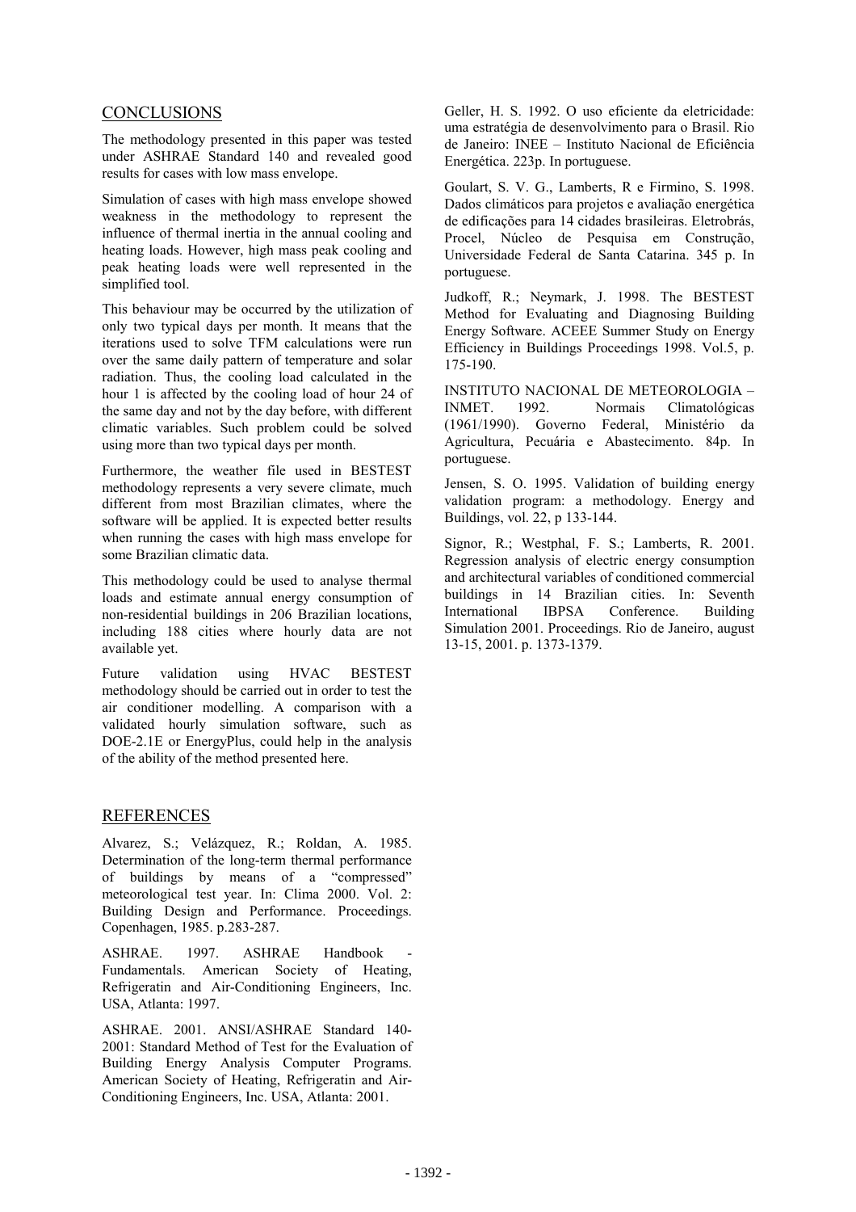## CONCLUSIONS

The methodology presented in this paper was tested under ASHRAE Standard 140 and revealed good results for cases with low mass envelope.

Simulation of cases with high mass envelope showed weakness in the methodology to represent the influence of thermal inertia in the annual cooling and heating loads. However, high mass peak cooling and peak heating loads were well represented in the simplified tool.

This behaviour may be occurred by the utilization of only two typical days per month. It means that the iterations used to solve TFM calculations were run over the same daily pattern of temperature and solar radiation. Thus, the cooling load calculated in the hour 1 is affected by the cooling load of hour 24 of the same day and not by the day before, with different climatic variables. Such problem could be solved using more than two typical days per month.

Furthermore, the weather file used in BESTEST methodology represents a very severe climate, much different from most Brazilian climates, where the software will be applied. It is expected better results when running the cases with high mass envelope for some Brazilian climatic data.

This methodology could be used to analyse thermal loads and estimate annual energy consumption of non-residential buildings in 206 Brazilian locations, including 188 cities where hourly data are not available yet.

Future validation using HVAC BESTEST methodology should be carried out in order to test the air conditioner modelling. A comparison with a validated hourly simulation software, such as DOE-2.1E or EnergyPlus, could help in the analysis of the ability of the method presented here.

## REFERENCES

Alvarez, S.; Velázquez, R.; Roldan, A. 1985. Determination of the long-term thermal performance of buildings by means of a "compressed" meteorological test year. In: Clima 2000. Vol. 2: Building Design and Performance. Proceedings. Copenhagen, 1985. p.283-287.

ASHRAE. 1997. ASHRAE Handbook - Fundamentals. American Society of Heating, Refrigeratin and Air-Conditioning Engineers, Inc. USA, Atlanta: 1997.

ASHRAE. 2001. ANSI/ASHRAE Standard 140-2001: Standard Method of Test for the Evaluation of Building Energy Analysis Computer Programs. American Society of Heating, Refrigeratin and Air-Conditioning Engineers, Inc. USA, Atlanta: 2001.

Geller, H. S. 1992. O uso eficiente da eletricidade: uma estratégia de desenvolvimento para o Brasil. Rio de Janeiro: INEE – Instituto Nacional de Eficiência Energética. 223p. In portuguese.

Goulart, S. V. G., Lamberts, R e Firmino, S. 1998. Dados climáticos para projetos e avaliação energética de edificações para 14 cidades brasileiras. Eletrobrás, Procel, Núcleo de Pesquisa em Construção, Universidade Federal de Santa Catarina. 345 p. In portuguese.

Judkoff, R.; Neymark, J. 1998. The BESTEST Method for Evaluating and Diagnosing Building Energy Software. ACEEE Summer Study on Energy Efficiency in Buildings Proceedings 1998. Vol.5, p. 175-190.

INSTITUTO NACIONAL DE METEOROLOGIA – INMET. 1992. Normais Climatológicas (1961/1990). Governo Federal, Ministério da Agricultura, Pecuária e Abastecimento. 84p. In portuguese.

Jensen, S. O. 1995. Validation of building energy validation program: a methodology. Energy and Buildings, vol. 22, p 133-144.

Signor, R.; Westphal, F. S.; Lamberts, R. 2001. Regression analysis of electric energy consumption and architectural variables of conditioned commercial buildings in 14 Brazilian cities. In: Seventh International IBPSA Conference. Building Simulation 2001. Proceedings. Rio de Janeiro, august 13-15, 2001. p. 1373-1379.